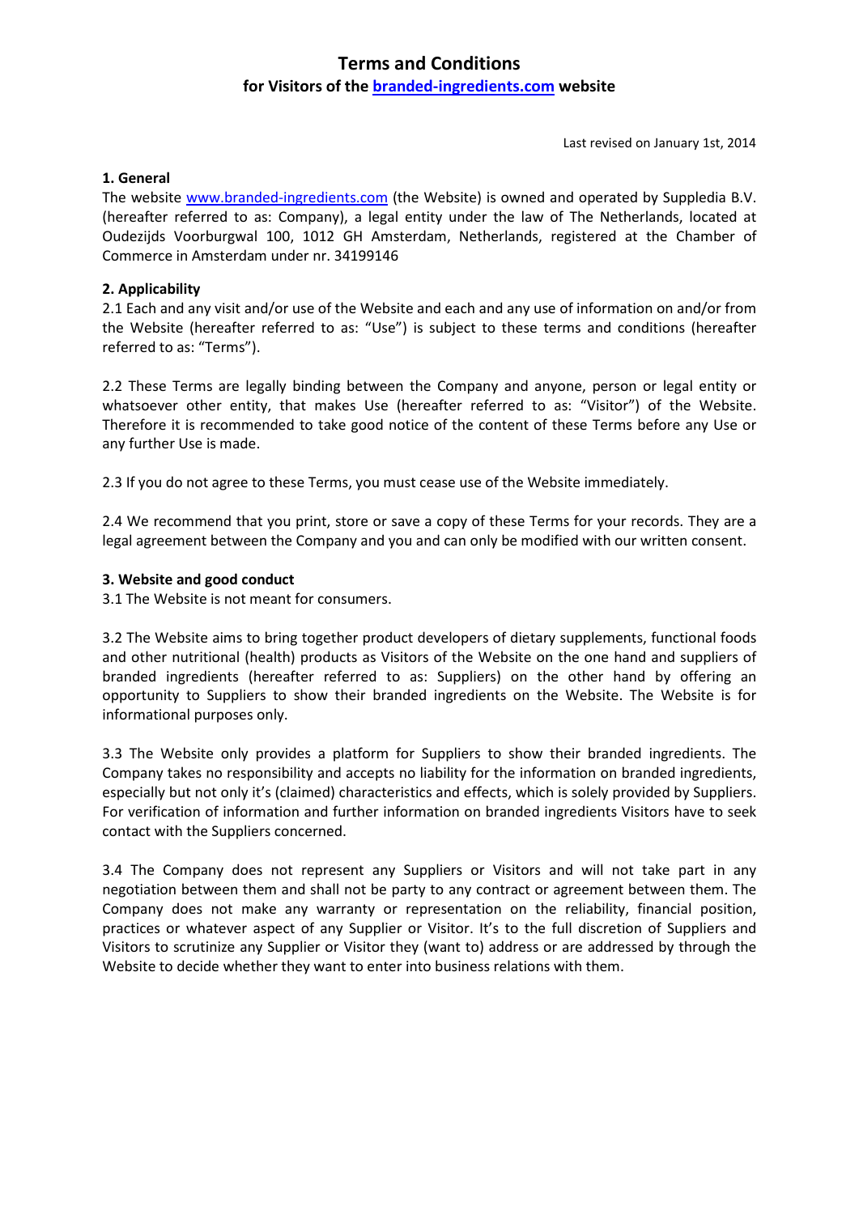# Terms and Conditions

## for Visitors of the branded-ingredients.com website

Last revised on January 1st, 2014

### 1. General

The website www.branded-ingredients.com (the Website) is owned and operated by Suppledia B.V. (hereafter referred to as: Company), a legal entity under the law of The Netherlands, located at Oudezijds Voorburgwal 100, 1012 GH Amsterdam, Netherlands, registered at the Chamber of Commerce in Amsterdam under nr. 34199146

### 2. Applicability

2.1 Each and any visit and/or use of the Website and each and any use of information on and/or from the Website (hereafter referred to as: "Use") is subject to these terms and conditions (hereafter referred to as: "Terms").

2.2 These Terms are legally binding between the Company and anyone, person or legal entity or whatsoever other entity, that makes Use (hereafter referred to as: "Visitor") of the Website. Therefore it is recommended to take good notice of the content of these Terms before any Use or any further Use is made.

2.3 If you do not agree to these Terms, you must cease use of the Website immediately.

2.4 We recommend that you print, store or save a copy of these Terms for your records. They are a legal agreement between the Company and you and can only be modified with our written consent.

### 3. Website and good conduct

3.1 The Website is not meant for consumers.

3.2 The Website aims to bring together product developers of dietary supplements, functional foods and other nutritional (health) products as Visitors of the Website on the one hand and suppliers of branded ingredients (hereafter referred to as: Suppliers) on the other hand by offering an opportunity to Suppliers to show their branded ingredients on the Website. The Website is for informational purposes only.

3.3 The Website only provides a platform for Suppliers to show their branded ingredients. The Company takes no responsibility and accepts no liability for the information on branded ingredients, especially but not only it's (claimed) characteristics and effects, which is solely provided by Suppliers. For verification of information and further information on branded ingredients Visitors have to seek contact with the Suppliers concerned.

3.4 The Company does not represent any Suppliers or Visitors and will not take part in any negotiation between them and shall not be party to any contract or agreement between them. The Company does not make any warranty or representation on the reliability, financial position, practices or whatever aspect of any Supplier or Visitor. It's to the full discretion of Suppliers and Visitors to scrutinize any Supplier or Visitor they (want to) address or are addressed by through the Website to decide whether they want to enter into business relations with them.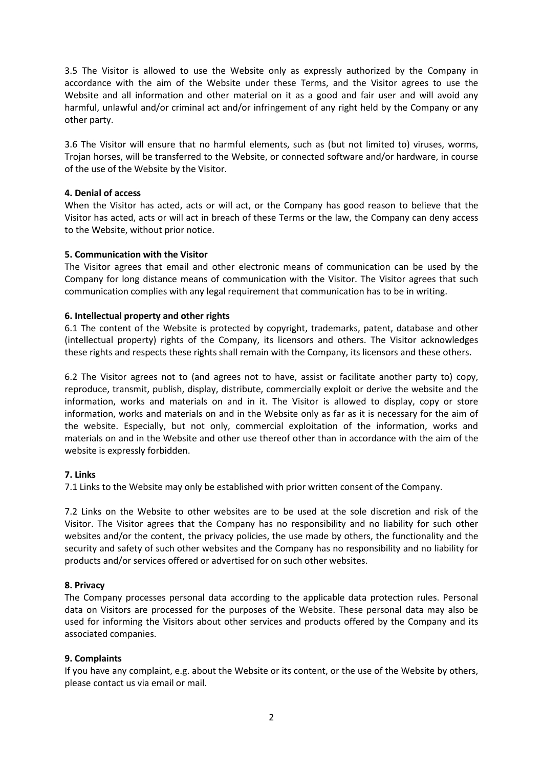3.5 The Visitor is allowed to use the Website only as expressly authorized by the Company in accordance with the aim of the Website under these Terms, and the Visitor agrees to use the Website and all information and other material on it as a good and fair user and will avoid any harmful, unlawful and/or criminal act and/or infringement of any right held by the Company or any other party.

3.6 The Visitor will ensure that no harmful elements, such as (but not limited to) viruses, worms, Trojan horses, will be transferred to the Website, or connected software and/or hardware, in course of the use of the Website by the Visitor.

**4. Denial of access**

When the Visitor has acted, acts or will act, or the Company has good reason to believe that the Visitor has acted, acts or will act in breach of these Terms or the law, the Company can deny access to the Website, without prior notice.

**5. Communication with the Visitor**

The Visitor agrees that email and other electronic means of communication can be used by the Company for long distance means of communication with the Visitor. The Visitor agrees that such communication complies with any legal requirement that communication has to be in writing.

**6. Intellectual property and other rights**

6.1 The content of the Website is protected by copyright, trademarks, patent, database and other (intellectual property) rights of the Company, its licensors and others. The Visitor acknowledges these rights and respects these rights shall remain with the Company, its licensors and these others.

6.2 The Visitor agrees not to (and agrees not to have, assist or facilitate another party to) copy, reproduce, transmit, publish, display, distribute, commercially exploit or derive the website and the information, works and materials on and in it. The Visitor is allowed to display, copy or store information, works and materials on and in the Website only as far as it is necessary for the aim of the website. Especially, but not only, commercial exploitation of the information, works and materials on and in the Website and other use thereof other than in accordance with the aim of the website is expressly forbidden.

**7. Links**

7.1 Links to the Website may only be established with prior written consent of the Company.

7.2 Links on the Website to other websites are to be used at the sole discretion and risk of the Visitor. The Visitor agrees that the Company has no responsibility and no liability for such other websites and/or the content, the privacy policies, the use made by others, the functionality and the security and safety of such other websites and the Company has no responsibility and no liability for products and/or services offered or advertised for on such other websites.

**8. Privacy**

The Company processes personal data according to the applicable data protection rules. Personal data on Visitors are processed for the purposes of the Website. These personal data may also be used for informing the Visitors about other services and products offered by the Company and its associated companies.

**9. Complaints**

If you have any complaint, e.g. about the Website or its content, or the use of the Website by others, please contact us via email or mail.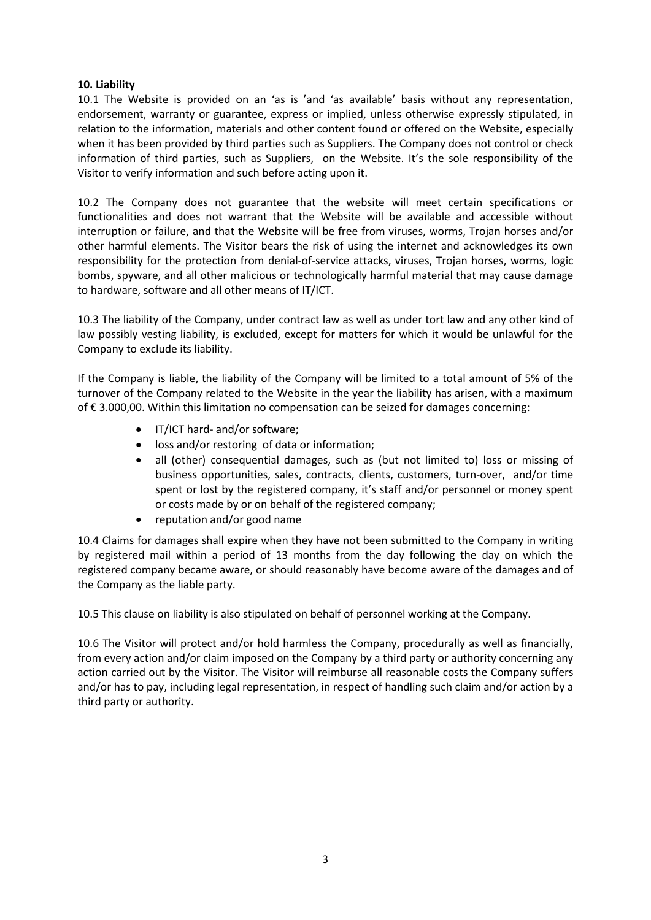**10. Liability**

10.1 The Website is provided on an 'as is 'and 'as available' basis without any representation, endorsement, warranty or guarantee, express or implied, unless otherwise expressly stipulated, in relation to the information, materials and other content found or offered on the Website, especially when it has been provided by third parties such as Suppliers. The Company does not control or check information of third parties, such as Suppliers, on the Website. It's the sole responsibility of the Visitor to verify information and such before acting upon it.

10.2 The Company does not guarantee that the website will meet certain specifications or functionalities and does not warrant that the Website will be available and accessible without interruption or failure, and that the Website will be free from viruses, worms, Trojan horses and/or other harmful elements. The Visitor bears the risk of using the internet and acknowledges its own responsibility for the protection from denial-of-service attacks, viruses, Trojan horses, worms, logic bombs, spyware, and all other malicious or technologically harmful material that may cause damage to hardware, software and all other means of IT/ICT.

10.3 The liability of the Company, under contract law as well as under tort law and any other kind of law possibly vesting liability, is excluded, except for matters for which it would be unlawful for the Company to exclude its liability.

If the Company is liable, the liability of the Company will be limited to a total amount of 5% of the turnover of the Company related to the Website in the year the liability has arisen, with a maximum of € 3.000,00. Within this limitation no compensation can be seized for damages concerning:

- IT/ICT hard- and/or software;
- loss and/or restoring of data or information;
- all (other) consequential damages, such as (but not limited to) loss or missing of business opportunities, sales, contracts, clients, customers, turn-over, and/or time spent or lost by the registered company, it's staff and/or personnel or money spent or costs made by or on behalf of the registered company;
- reputation and/or good name

10.4 Claims for damages shall expire when they have not been submitted to the Company in writing by registered mail within a period of 13 months from the day following the day on which the registered company became aware, or should reasonably have become aware of the damages and of the Company as the liable party.

10.5 This clause on liability is also stipulated on behalf of personnel working at the Company.

10.6 The Visitor will protect and/or hold harmless the Company, procedurally as well as financially, from every action and/or claim imposed on the Company by a third party or authority concerning any action carried out by the Visitor. The Visitor will reimburse all reasonable costs the Company suffers and/or has to pay, including legal representation, in respect of handling such claim and/or action by a third party or authority.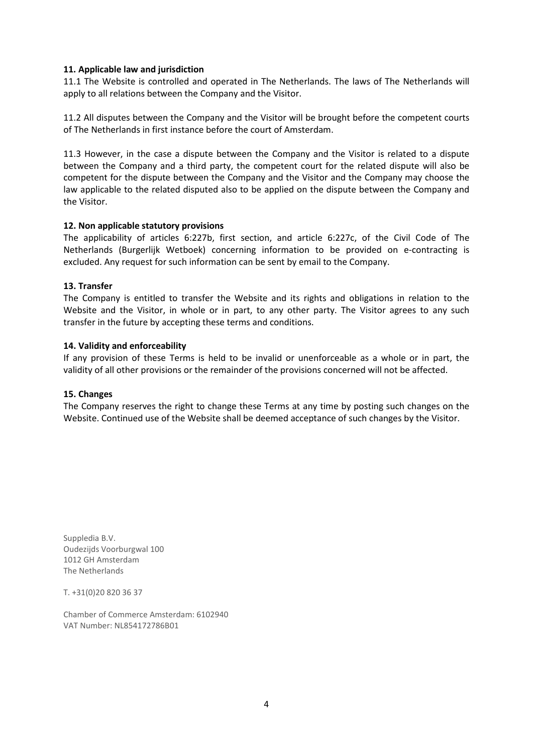**11. Applicable law and jurisdiction**

11.1 The Website is controlled and operated in The Netherlands. The laws of The Netherlands will apply to all relations between the Company and the Visitor.

11.2 All disputes between the Company and the Visitor will be brought before the competent courts of The Netherlands in first instance before the court of Amsterdam.

11.3 However, in the case a dispute between the Company and the Visitor is related to a dispute between the Company and a third party, the competent court for the related dispute will also be competent for the dispute between the Company and the Visitor and the Company may choose the law applicable to the related disputed also to be applied on the dispute between the Company and the Visitor.

**12. Non applicable statutory provisions**

The applicability of articles 6:227b, first section, and article 6:227c, of the Civil Code of The Netherlands (Burgerlijk Wetboek) concerning information to be provided on e-contracting is excluded. Any request for such information can be sent by email to the Company.

**13. Transfer**

The Company is entitled to transfer the Website and its rights and obligations in relation to the Website and the Visitor, in whole or in part, to any other party. The Visitor agrees to any such transfer in the future by accepting these terms and conditions.

**14. Validity and enforceability**

If any provision of these Terms is held to be invalid or unenforceable as a whole or in part, the validity of all other provisions or the remainder of the provisions concerned will not be affected.

**15. Changes**

The Company reserves the right to change these Terms at any time by posting such changes on the Website. Continued use of the Website shall be deemed acceptance of such changes by the Visitor.

Suppledia B.V.
Oudezijds Voorburgwal 100
1012 GH Amsterdam
The Netherlands

T. +31(0)20 820 36 37

Chamber of Commerce Amsterdam: 6102940
VAT Number: NL854172786B01